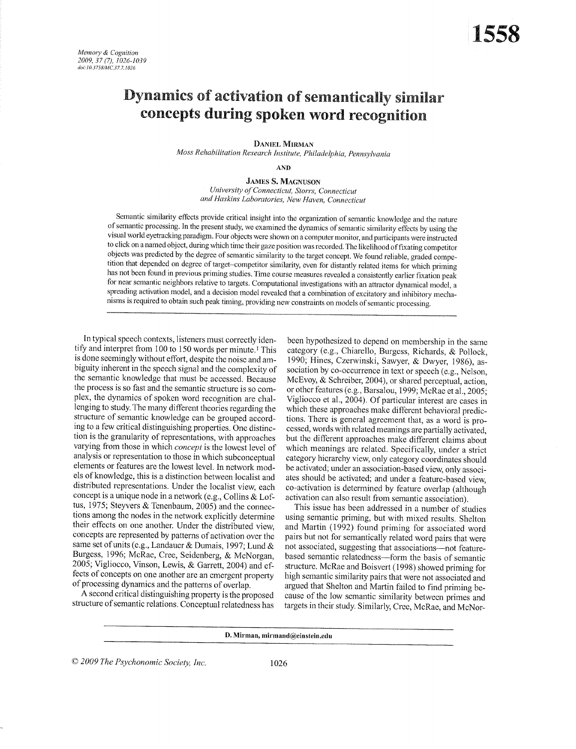# Dynamics of activation of semantically similar concepts during spoken word recognition

DANIEL MIRMAN
*Moss Rehabilitation Research Institute, Philadelphia, Pennsylvania*

AND

JAMES S. MAGNUSON
*University of Connecticut, Storrs, Connecticut and Haskins Laboratories, New Haven, Connecticut*

Semantic similarity effects provide critical insight into the organization of semantic knowledge and the nature of semantic processing. In the present study, we examined the dynamics of semantic similarity effects by using the visual world eyetracking paradigm. Four objects were shown on a computer monitor, and participants were instructed to click on a named object, during which time their gaze position was recorded. The likelihood of fixating competitor objects was predicted by the degree of semantic similarity to the target concept. We found reliable, graded competition that depended on degree of target–competitor similarity, even for distantly related items for which priming has not been found in previous priming studies. Time course measures revealed a consistently earlier fixation peak for near semantic neighbors relative to targets. Computational investigations with an attractor dynamical model, a spreading activation model, and a decision model revealed that a combination of excitatory and inhibitory mechanisms is required to obtain such peak timing, providing new constraints on models of semantic processing.

In typical speech contexts, listeners must correctly identify and interpret from 100 to 150 words per minute.[1] This is done seemingly without effort, despite the noise and ambiguity inherent in the speech signal and the complexity of the semantic knowledge that must be accessed. Because the process is so fast and the semantic structure is so complex, the dynamics of spoken word recognition are challenging to study. The many different theories regarding the structure of semantic knowledge can be grouped according to a few critical distinguishing properties. One distinction is the granularity of representations, with approaches varying from those in which *concept* is the lowest level of analysis or representation to those in which subconceptual elements or features are the lowest level. In network models of knowledge, this is a distinction between localist and distributed representations. Under the localist view, each concept is a unique node in a network (e.g., Collins & Loftus, 1975; Steyvers & Tenenbaum, 2005) and the connections among the nodes in the network explicitly determine their effects on one another. Under the distributed view, concepts are represented by patterns of activation over the same set of units (e.g., Landauer & Dumais, 1997; Lund & Burgess, 1996; McRae, Cree, Seidenberg, & McNorgan, 2005; Vigliocco, Vinson, Lewis, & Garrett, 2004) and effects of concepts on one another are an emergent property of processing dynamics and the patterns of overlap.

A second critical distinguishing property is the proposed structure of semantic relations. Conceptual relatedness has been hypothesized to depend on membership in the same category (e.g., Chiarello, Burgess, Richards, & Pollock, 1990; Hines, Czerwinski, Sawyer, & Dwyer, 1986), association by co-occurrence in text or speech (e.g., Nelson, McEvoy, & Schreiber, 2004), or shared perceptual, action, or other features (e.g., Barsalou, 1999; McRae et al., 2005; Vigliocco et al., 2004). Of particular interest are cases in which these approaches make different behavioral predictions. There is general agreement that, as a word is processed, words with related meanings are partially activated, but the different approaches make different claims about which meanings are related. Specifically, under a strict category hierarchy view, only category coordinates should be activated; under an association-based view, only associates should be activated; and under a feature-based view, co-activation is determined by feature overlap (although activation can also result from semantic association).

This issue has been addressed in a number of studies using semantic priming, but with mixed results. Shelton and Martin (1992) found priming for associated word pairs but not for semantically related word pairs that were not associated, suggesting that associations—not feature-based semantic relatedness—form the basis of semantic structure. McRae and Boisvert (1998) showed priming for high semantic similarity pairs that were not associated and argued that Shelton and Martin failed to find priming because of the low semantic similarity between primes and targets in their study. Similarly, Cree, McRae, and McNor-

D. Mirman, mirmand@einstein.edu

© 2009 The Psychonomic Society, Inc.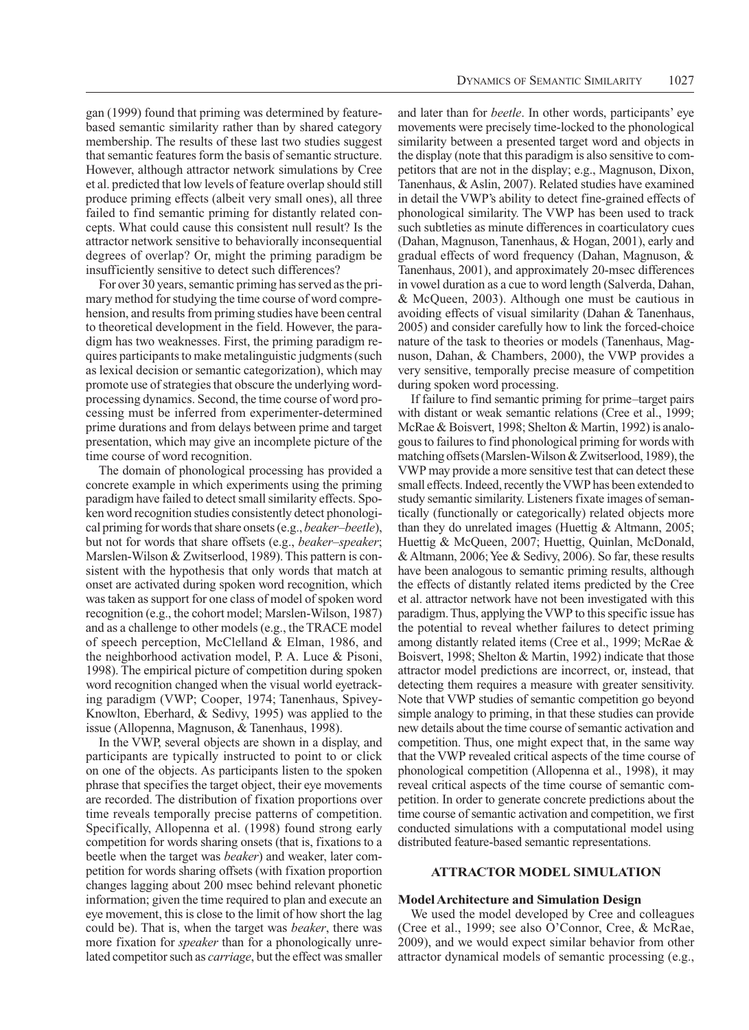gan (1999) found that priming was determined by feature-based semantic similarity rather than by shared category membership. The results of these last two studies suggest that semantic features form the basis of semantic structure. However, although attractor network simulations by Cree et al. predicted that low levels of feature overlap should still produce priming effects (albeit very small ones), all three failed to find semantic priming for distantly related concepts. What could cause this consistent null result? Is the attractor network sensitive to behaviorally inconsequential degrees of overlap? Or, might the priming paradigm be insufficiently sensitive to detect such differences?

For over 30 years, semantic priming has served as the primary method for studying the time course of word comprehension, and results from priming studies have been central to theoretical development in the field. However, the paradigm has two weaknesses. First, the priming paradigm requires participants to make metalinguistic judgments (such as lexical decision or semantic categorization), which may promote use of strategies that obscure the underlying word-processing dynamics. Second, the time course of word processing must be inferred from experimenter-determined prime durations and from delays between prime and target presentation, which may give an incomplete picture of the time course of word recognition.

The domain of phonological processing has provided a concrete example in which experiments using the priming paradigm have failed to detect small similarity effects. Spoken word recognition studies consistently detect phonological priming for words that share onsets (e.g., *beaker–beetle*), but not for words that share offsets (e.g., *beaker–speaker*; Marslen-Wilson & Zwitserlood, 1989). This pattern is consistent with the hypothesis that only words that match at onset are activated during spoken word recognition, which was taken as support for one class of model of spoken word recognition (e.g., the cohort model; Marslen-Wilson, 1987) and as a challenge to other models (e.g., the TRACE model of speech perception, McClelland & Elman, 1986, and the neighborhood activation model, P. A. Luce & Pisoni, 1998). The empirical picture of competition during spoken word recognition changed when the visual world eyetracking paradigm (VWP; Cooper, 1974; Tanenhaus, Spivey-Knowlton, Eberhard, & Sedivy, 1995) was applied to the issue (Allopenna, Magnuson, & Tanenhaus, 1998).

In the VWP, several objects are shown in a display, and participants are typically instructed to point to or click on one of the objects. As participants listen to the spoken phrase that specifies the target object, their eye movements are recorded. The distribution of fixation proportions over time reveals temporally precise patterns of competition. Specifically, Allopenna et al. (1998) found strong early competition for words sharing onsets (that is, fixations to a beetle when the target was *beaker*) and weaker, later competition for words sharing offsets (with fixation proportion changes lagging about 200 msec behind relevant phonetic information; given the time required to plan and execute an eye movement, this is close to the limit of how short the lag could be). That is, when the target was *beaker*, there was more fixation for *speaker* than for a phonologically unrelated competitor such as *carriage*, but the effect was smaller and later than for *beetle*. In other words, participants' eye movements were precisely time-locked to the phonological similarity between a presented target word and objects in the display (note that this paradigm is also sensitive to competitors that are not in the display; e.g., Magnuson, Dixon, Tanenhaus, & Aslin, 2007). Related studies have examined in detail the VWP's ability to detect fine-grained effects of phonological similarity. The VWP has been used to track such subtleties as minute differences in coarticulatory cues (Dahan, Magnuson, Tanenhaus, & Hogan, 2001), early and gradual effects of word frequency (Dahan, Magnuson, & Tanenhaus, 2001), and approximately 20-msec differences in vowel duration as a cue to word length (Salverda, Dahan, & McQueen, 2003). Although one must be cautious in avoiding effects of visual similarity (Dahan & Tanenhaus, 2005) and consider carefully how to link the forced-choice nature of the task to theories or models (Tanenhaus, Magnuson, Dahan, & Chambers, 2000), the VWP provides a very sensitive, temporally precise measure of competition during spoken word processing.

If failure to find semantic priming for prime–target pairs with distant or weak semantic relations (Cree et al., 1999; McRae & Boisvert, 1998; Shelton & Martin, 1992) is analogous to failures to find phonological priming for words with matching offsets (Marslen-Wilson & Zwitserlood, 1989), the VWP may provide a more sensitive test that can detect these small effects. Indeed, recently the VWP has been extended to study semantic similarity. Listeners fixate images of semantically (functionally or categorically) related objects more than they do unrelated images (Huettig & Altmann, 2005; Huettig & McQueen, 2007; Huettig, Quinlan, McDonald, & Altmann, 2006; Yee & Sedivy, 2006). So far, these results have been analogous to semantic priming results, although the effects of distantly related items predicted by the Cree et al. attractor network have not been investigated with this paradigm. Thus, applying the VWP to this specific issue has the potential to reveal whether failures to detect priming among distantly related items (Cree et al., 1999; McRae & Boisvert, 1998; Shelton & Martin, 1992) indicate that those attractor model predictions are incorrect, or, instead, that detecting them requires a measure with greater sensitivity. Note that VWP studies of semantic competition go beyond simple analogy to priming, in that these studies can provide new details about the time course of semantic activation and competition. Thus, one might expect that, in the same way that the VWP revealed critical aspects of the time course of phonological competition (Allopenna et al., 1998), it may reveal critical aspects of the time course of semantic competition. In order to generate concrete predictions about the time course of semantic activation and competition, we first conducted simulations with a computational model using distributed feature-based semantic representations.

## ATTRACTOR MODEL SIMULATION

### Model Architecture and Simulation Design

We used the model developed by Cree and colleagues (Cree et al., 1999; see also O'Connor, Cree, & McRae, 2009), and we would expect similar behavior from other attractor dynamical models of semantic processing (e.g.,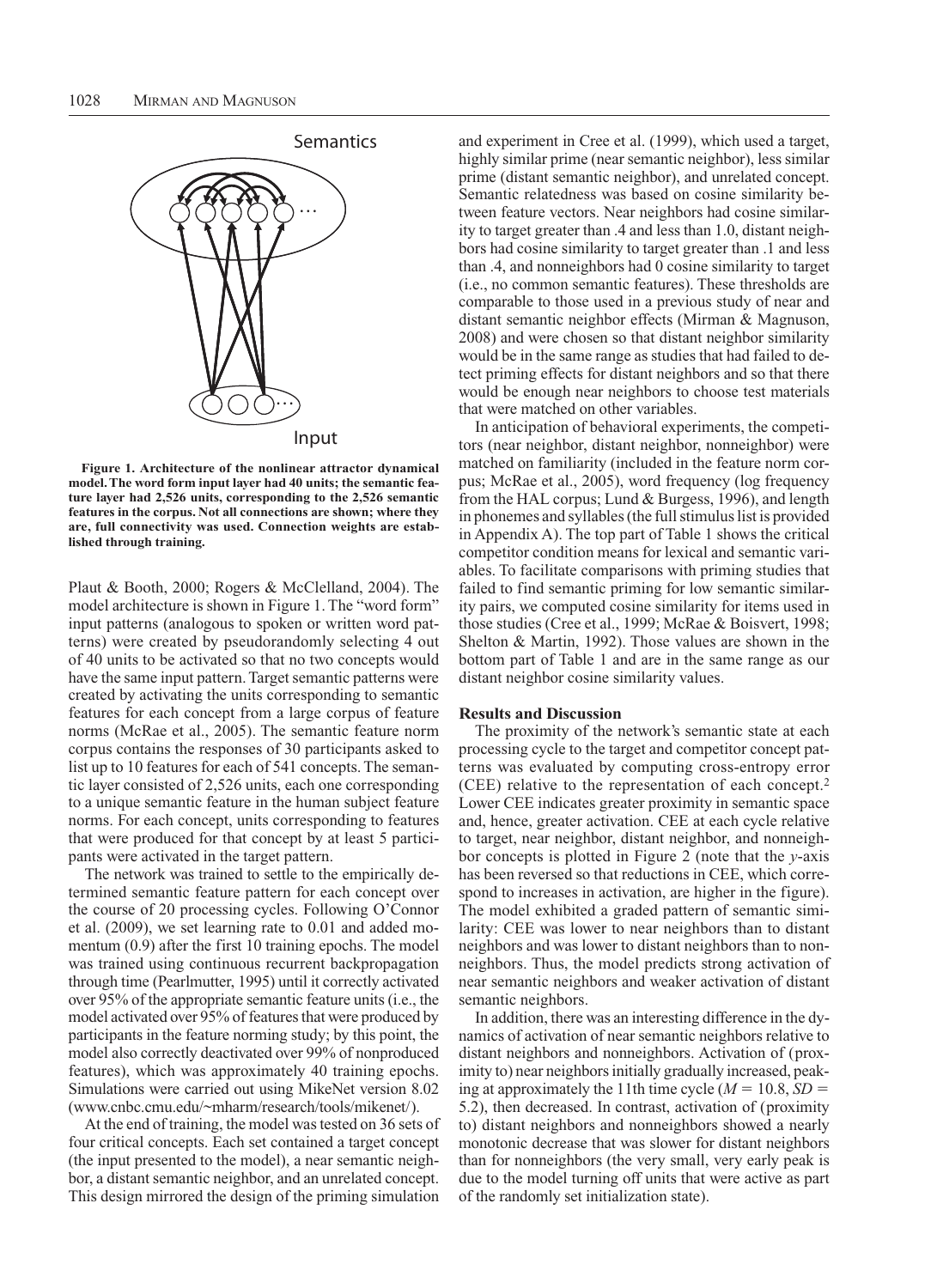Figure 1. Architecture of the nonlinear attractor dynamical model. The word form input layer had 40 units; the semantic feature layer had 2,526 units, corresponding to the 2,526 semantic features in the corpus. Not all connections are shown; where they are, full connectivity was used. Connection weights are established through training.

Plaut & Booth, 2000; Rogers & McClelland, 2004). The model architecture is shown in Figure 1. The "word form" input patterns (analogous to spoken or written word patterns) were created by pseudorandomly selecting 4 out of 40 units to be activated so that no two concepts would have the same input pattern. Target semantic patterns were created by activating the units corresponding to semantic features for each concept from a large corpus of feature norms (McRae et al., 2005). The semantic feature norm corpus contains the responses of 30 participants asked to list up to 10 features for each of 541 concepts. The semantic layer consisted of 2,526 units, each one corresponding to a unique semantic feature in the human subject feature norms. For each concept, units corresponding to features that were produced for that concept by at least 5 participants were activated in the target pattern.

The network was trained to settle to the empirically determined semantic feature pattern for each concept over the course of 20 processing cycles. Following O'Connor et al. (2009), we set learning rate to 0.01 and added momentum (0.9) after the first 10 training epochs. The model was trained using continuous recurrent backpropagation through time (Pearlmutter, 1995) until it correctly activated over 95% of the appropriate semantic feature units (i.e., the model activated over 95% of features that were produced by participants in the feature norming study; by this point, the model also correctly deactivated over 99% of nonproduced features), which was approximately 40 training epochs. Simulations were carried out using MikeNet version 8.02 (www.cnbc.cmu.edu/~mharm/research/tools/mikenet/).

At the end of training, the model was tested on 36 sets of four critical concepts. Each set contained a target concept (the input presented to the model), a near semantic neighbor, a distant semantic neighbor, and an unrelated concept. This design mirrored the design of the priming simulation and experiment in Cree et al. (1999), which used a target, highly similar prime (near semantic neighbor), less similar prime (distant semantic neighbor), and unrelated concept. Semantic relatedness was based on cosine similarity between feature vectors. Near neighbors had cosine similarity to target greater than .4 and less than 1.0, distant neighbors had cosine similarity to target greater than .1 and less than .4, and nonneighbors had 0 cosine similarity to target (i.e., no common semantic features). These thresholds are comparable to those used in a previous study of near and distant semantic neighbor effects (Mirman & Magnuson, 2008) and were chosen so that distant neighbor similarity would be in the same range as studies that had failed to detect priming effects for distant neighbors and so that there would be enough near neighbors to choose test materials that were matched on other variables.

In anticipation of behavioral experiments, the competitors (near neighbor, distant neighbor, nonneighbor) were matched on familiarity (included in the feature norm corpus; McRae et al., 2005), word frequency (log frequency from the HAL corpus; Lund & Burgess, 1996), and length in phonemes and syllables (the full stimulus list is provided in Appendix A). The top part of Table 1 shows the critical competitor condition means for lexical and semantic variables. To facilitate comparisons with priming studies that failed to find semantic priming for low semantic similarity pairs, we computed cosine similarity for items used in those studies (Cree et al., 1999; McRae & Boisvert, 1998; Shelton & Martin, 1992). Those values are shown in the bottom part of Table 1 and are in the same range as our distant neighbor cosine similarity values.

## Results and Discussion

The proximity of the network's semantic state at each processing cycle to the target and competitor concept patterns was evaluated by computing cross-entropy error (CEE) relative to the representation of each concept.[2] Lower CEE indicates greater proximity in semantic space and, hence, greater activation. CEE at each cycle relative to target, near neighbor, distant neighbor, and nonneighbor concepts is plotted in Figure 2 (note that the *y*-axis has been reversed so that reductions in CEE, which correspond to increases in activation, are higher in the figure). The model exhibited a graded pattern of semantic similarity: CEE was lower to near neighbors than to distant neighbors and was lower to distant neighbors than to nonneighbors. Thus, the model predicts strong activation of near semantic neighbors and weaker activation of distant semantic neighbors.

In addition, there was an interesting difference in the dynamics of activation of near semantic neighbors relative to distant neighbors and nonneighbors. Activation of (proximity to) near neighbors initially gradually increased, peaking at approximately the 11th time cycle ($M = 10.8$, $SD = 5.2$), then decreased. In contrast, activation of (proximity to) distant neighbors and nonneighbors showed a nearly monotonic decrease that was slower for distant neighbors than for nonneighbors (the very small, very early peak is due to the model turning off units that were active as part of the randomly set initialization state).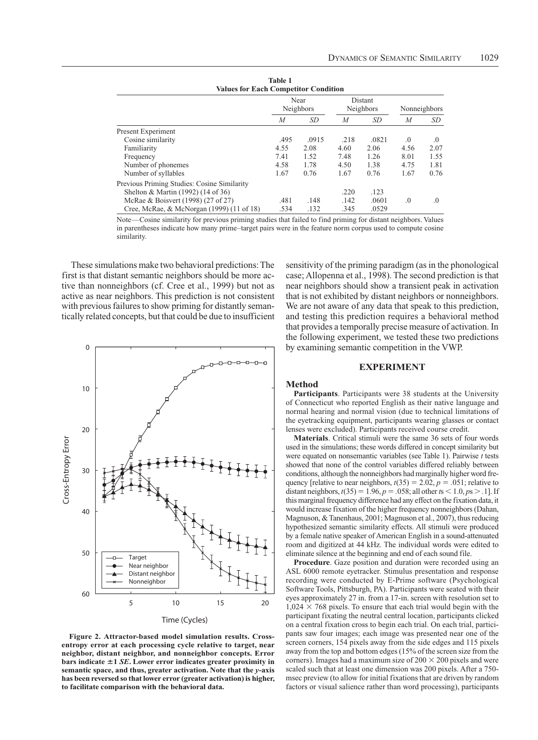**Table 1**
**Values for Each Competitor Condition**

| | Near Neighbors | | Distant Neighbors | | Nonneighbors | |
|---|---|---|---|---|---|---|
| | *M* | *SD* | *M* | *SD* | *M* | *SD* |
| Present Experiment | | | | | | |
| Cosine similarity | .495 | .0915 | .218 | .0821 | .0 | .0 |
| Familiarity | 4.55 | 2.08 | 4.60 | 2.06 | 4.56 | 2.07 |
| Frequency | 7.41 | 1.52 | 7.48 | 1.26 | 8.01 | 1.55 |
| Number of phonemes | 4.58 | 1.78 | 4.50 | 1.38 | 4.75 | 1.81 |
| Number of syllables | 1.67 | 0.76 | 1.67 | 0.76 | 1.67 | 0.76 |
| Previous Priming Studies: Cosine Similarity | | | | | | |
| Shelton & Martin (1992) (14 of 36) | | | .220 | .123 | | |
| McRae & Boisvert (1998) (27 of 27) | .481 | .148 | .142 | .0601 | .0 | .0 |
| Cree, McRae, & McNorgan (1999) (11 of 18) | .534 | .132 | .345 | .0529 | | |

Note—Cosine similarity for previous priming studies that failed to find priming for distant neighbors. Values in parentheses indicate how many prime–target pairs were in the feature norm corpus used to compute cosine similarity.

These simulations make two behavioral predictions: The first is that distant semantic neighbors should be more active than nonneighbors (cf. Cree et al., 1999) but not as active as near neighbors. This prediction is not consistent with previous failures to show priming for distantly semantically related concepts, but that could be due to insufficient sensitivity of the priming paradigm (as in the phonological case; Allopenna et al., 1998). The second prediction is that near neighbors should show a transient peak in activation that is not exhibited by distant neighbors or nonneighbors. We are not aware of any data that speak to this prediction, and testing this prediction requires a behavioral method that provides a temporally precise measure of activation. In the following experiment, we tested these two predictions by examining semantic competition in the VWP.

**Figure 2. Attractor-based model simulation results. Cross-entropy error at each processing cycle relative to target, near neighbor, distant neighbor, and nonneighbor concepts. Error bars indicate ±1 *SE*. Lower error indicates greater proximity in semantic space, and thus, greater activation. Note that the *y*-axis has been reversed so that lower error (greater activation) is higher, to facilitate comparison with the behavioral data.**

## EXPERIMENT

### Method

**Participants**. Participants were 38 students at the University of Connecticut who reported English as their native language and normal hearing and normal vision (due to technical limitations of the eyetracking equipment, participants wearing glasses or contact lenses were excluded). Participants received course credit.

**Materials**. Critical stimuli were the same 36 sets of four words used in the simulations; these words differed in concept similarity but were equated on nonsemantic variables (see Table 1). Pairwise *t* tests showed that none of the control variables differed reliably between conditions, although the nonneighbors had marginally higher word frequency [relative to near neighbors, $t(35) = 2.02$, $p = .051$; relative to distant neighbors, $t(35) = 1.96$, $p = .058$; all other $ts < 1.0$, $ps > .1$]. If this marginal frequency difference had any effect on the fixation data, it would increase fixation of the higher frequency nonneighbors (Dahan, Magnuson, & Tanenhaus, 2001; Magnuson et al., 2007), thus reducing hypothesized semantic similarity effects. All stimuli were produced by a female native speaker of American English in a sound-attenuated room and digitized at 44 kHz. The individual words were edited to eliminate silence at the beginning and end of each sound file.

**Procedure**. Gaze position and duration were recorded using an ASL 6000 remote eyetracker. Stimulus presentation and response recording were conducted by E-Prime software (Psychological Software Tools, Pittsburgh, PA). Participants were seated with their eyes approximately 27 in. from a 17-in. screen with resolution set to $1{,}024 \times 768$ pixels. To ensure that each trial would begin with the participant fixating the neutral central location, participants clicked on a central fixation cross to begin each trial. On each trial, participants saw four images; each image was presented near one of the screen corners, 154 pixels away from the side edges and 115 pixels away from the top and bottom edges (15% of the screen size from the corners). Images had a maximum size of $200 \times 200$ pixels and were scaled such that at least one dimension was 200 pixels. After a 750-msec preview (to allow for initial fixations that are driven by random factors or visual salience rather than word processing), participants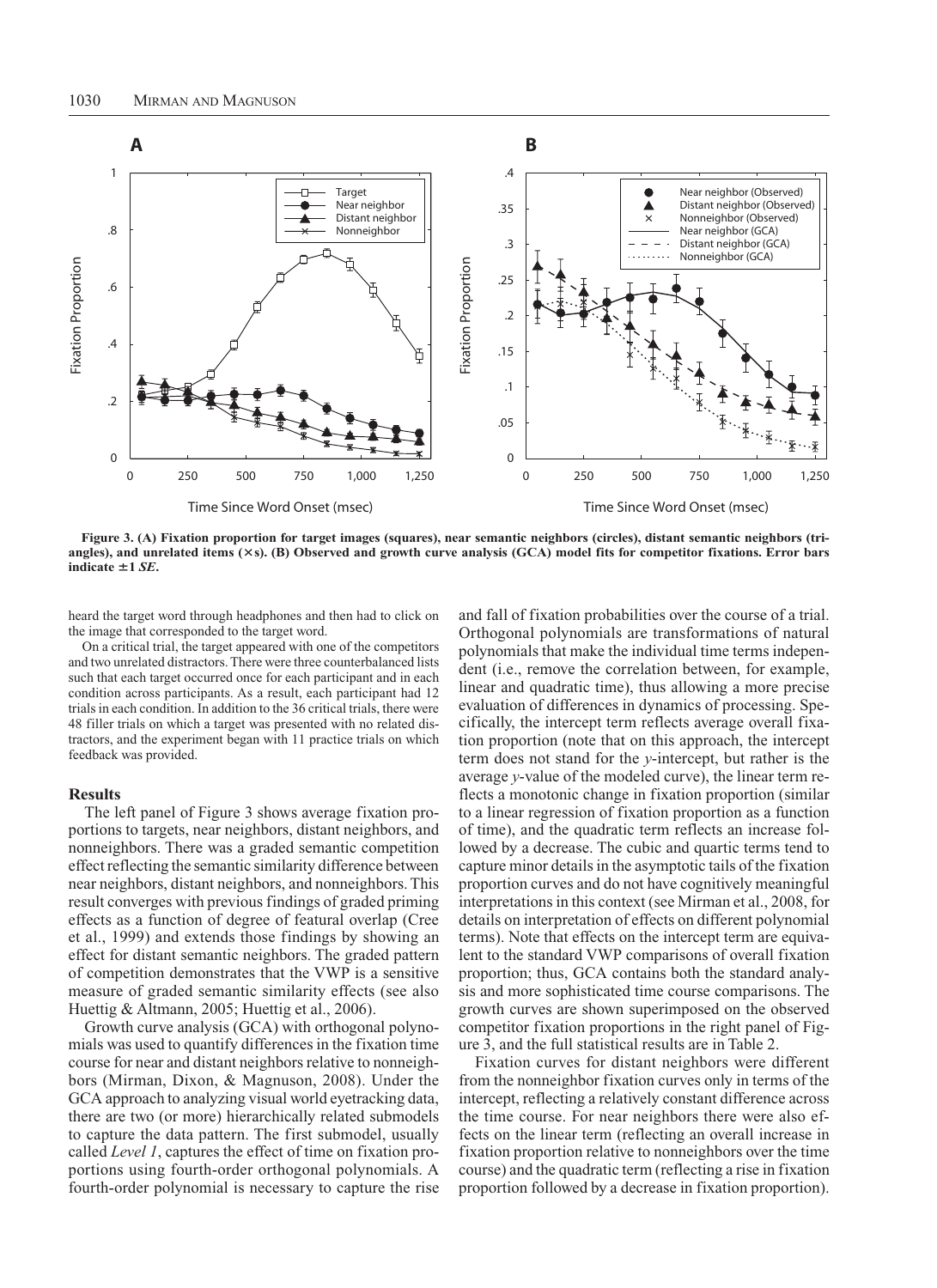A

Fixation Proportion

1

.8

.6

.4

.2

0

0 250 500 750 1,000 1,250

Time Since Word Onset (msec)

Target
Near neighbor
Distant neighbor
Nonneighbor

B

Fixation Proportion

.4

.35

.3

.25

.2

.15

.1

.05

0

0 250 500 750 1,000 1,250

Time Since Word Onset (msec)

Near neighbor (Observed)
Distant neighbor (Observed)
Nonneighbor (Observed)
Near neighbor (GCA)
Distant neighbor (GCA)
Nonneighbor (GCA)

**Figure 3. (A) Fixation proportion for target images (squares), near semantic neighbors (circles), distant semantic neighbors (triangles), and unrelated items (×s). (B) Observed and growth curve analysis (GCA) model fits for competitor fixations. Error bars indicate ±1 *SE*.**

heard the target word through headphones and then had to click on the image that corresponded to the target word.

On a critical trial, the target appeared with one of the competitors and two unrelated distractors. There were three counterbalanced lists such that each target occurred once for each participant and in each condition across participants. As a result, each participant had 12 trials in each condition. In addition to the 36 critical trials, there were 48 filler trials on which a target was presented with no related distractors, and the experiment began with 11 practice trials on which feedback was provided.

## Results

The left panel of Figure 3 shows average fixation proportions to targets, near neighbors, distant neighbors, and nonneighbors. There was a graded semantic competition effect reflecting the semantic similarity difference between near neighbors, distant neighbors, and nonneighbors. This result converges with previous findings of graded priming effects as a function of degree of featural overlap (Cree et al., 1999) and extends those findings by showing an effect for distant semantic neighbors. The graded pattern of competition demonstrates that the VWP is a sensitive measure of graded semantic similarity effects (see also Huettig & Altmann, 2005; Huettig et al., 2006).

Growth curve analysis (GCA) with orthogonal polynomials was used to quantify differences in the fixation time course for near and distant neighbors relative to nonneighbors (Mirman, Dixon, & Magnuson, 2008). Under the GCA approach to analyzing visual world eyetracking data, there are two (or more) hierarchically related submodels to capture the data pattern. The first submodel, usually called *Level 1*, captures the effect of time on fixation proportions using fourth-order orthogonal polynomials. A fourth-order polynomial is necessary to capture the rise and fall of fixation probabilities over the course of a trial. Orthogonal polynomials are transformations of natural polynomials that make the individual time terms independent (i.e., remove the correlation between, for example, linear and quadratic time), thus allowing a more precise evaluation of differences in dynamics of processing. Specifically, the intercept term reflects average overall fixation proportion (note that on this approach, the intercept term does not stand for the *y*-intercept, but rather is the average *y*-value of the modeled curve), the linear term reflects a monotonic change in fixation proportion (similar to a linear regression of fixation proportion as a function of time), and the quadratic term reflects an increase followed by a decrease. The cubic and quartic terms tend to capture minor details in the asymptotic tails of the fixation proportion curves and do not have cognitively meaningful interpretations in this context (see Mirman et al., 2008, for details on interpretation of effects on different polynomial terms). Note that effects on the intercept term are equivalent to the standard VWP comparisons of overall fixation proportion; thus, GCA contains both the standard analysis and more sophisticated time course comparisons. The growth curves are shown superimposed on the observed competitor fixation proportions in the right panel of Figure 3, and the full statistical results are in Table 2.

Fixation curves for distant neighbors were different from the nonneighbor fixation curves only in terms of the intercept, reflecting a relatively constant difference across the time course. For near neighbors there were also effects on the linear term (reflecting an overall increase in fixation proportion relative to nonneighbors over the time course) and the quadratic term (reflecting a rise in fixation proportion followed by a decrease in fixation proportion).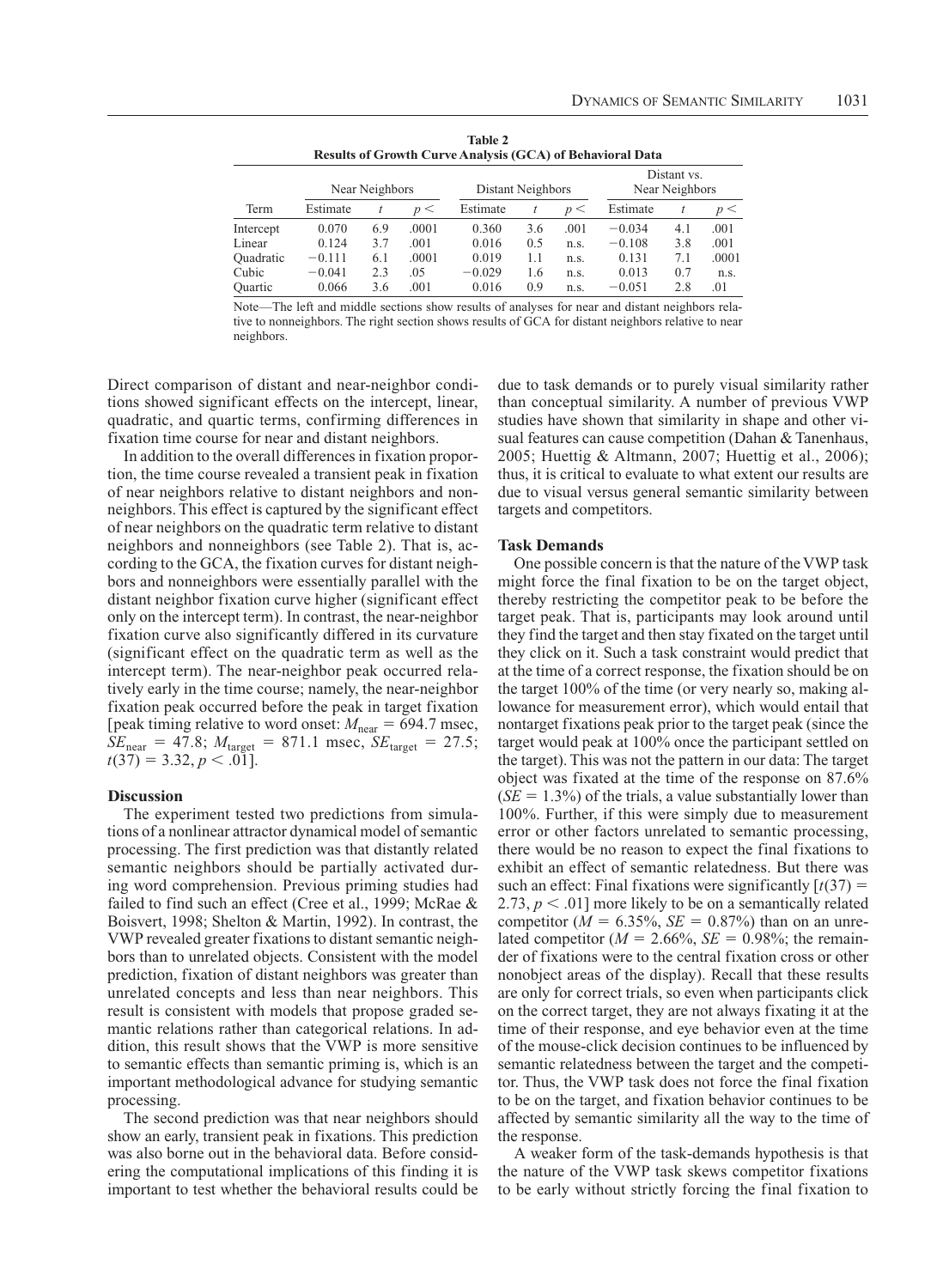**Table 2**
**Results of Growth Curve Analysis (GCA) of Behavioral Data**

| | Near Neighbors | | | Distant Neighbors | | | Distant vs. Near Neighbors | | |
|---|---|---|---|---|---|---|---|---|---|
| Term | Estimate | $t$ | $p <$ | Estimate | $t$ | $p <$ | Estimate | $t$ | $p <$ |
| Intercept | 0.070 | 6.9 | .0001 | 0.360 | 3.6 | .001 | −0.034 | 4.1 | .001 |
| Linear | 0.124 | 3.7 | .001 | 0.016 | 0.5 | n.s. | −0.108 | 3.8 | .001 |
| Quadratic | −0.111 | 6.1 | .0001 | 0.019 | 1.1 | n.s. | 0.131 | 7.1 | .0001 |
| Cubic | −0.041 | 2.3 | .05 | −0.029 | 1.6 | n.s. | 0.013 | 0.7 | n.s. |
| Quartic | 0.066 | 3.6 | .001 | 0.016 | 0.9 | n.s. | −0.051 | 2.8 | .01 |

Note—The left and middle sections show results of analyses for near and distant neighbors relative to nonneighbors. The right section shows results of GCA for distant neighbors relative to near neighbors.

Direct comparison of distant and near-neighbor conditions showed significant effects on the intercept, linear, quadratic, and quartic terms, confirming differences in fixation time course for near and distant neighbors.

In addition to the overall differences in fixation proportion, the time course revealed a transient peak in fixation of near neighbors relative to distant neighbors and nonneighbors. This effect is captured by the significant effect of near neighbors on the quadratic term relative to distant neighbors and nonneighbors (see Table 2). That is, according to the GCA, the fixation curves for distant neighbors and nonneighbors were essentially parallel with the distant neighbor fixation curve higher (significant effect only on the intercept term). In contrast, the near-neighbor fixation curve also significantly differed in its curvature (significant effect on the quadratic term as well as the intercept term). The near-neighbor peak occurred relatively early in the time course; namely, the near-neighbor fixation peak occurred before the peak in target fixation [peak timing relative to word onset: $M_{\text{near}} = 694.7$ msec, $SE_{\text{near}} = 47.8$; $M_{\text{target}} = 871.1$ msec, $SE_{\text{target}} = 27.5$; $t(37) = 3.32, p < .01$].

## Discussion

The experiment tested two predictions from simulations of a nonlinear attractor dynamical model of semantic processing. The first prediction was that distantly related semantic neighbors should be partially activated during word comprehension. Previous priming studies had failed to find such an effect (Cree et al., 1999; McRae & Boisvert, 1998; Shelton & Martin, 1992). In contrast, the VWP revealed greater fixations to distant semantic neighbors than to unrelated objects. Consistent with the model prediction, fixation of distant neighbors was greater than unrelated concepts and less than near neighbors. This result is consistent with models that propose graded semantic relations rather than categorical relations. In addition, this result shows that the VWP is more sensitive to semantic effects than semantic priming is, which is an important methodological advance for studying semantic processing.

The second prediction was that near neighbors should show an early, transient peak in fixations. This prediction was also borne out in the behavioral data. Before considering the computational implications of this finding it is important to test whether the behavioral results could be due to task demands or to purely visual similarity rather than conceptual similarity. A number of previous VWP studies have shown that similarity in shape and other visual features can cause competition (Dahan & Tanenhaus, 2005; Huettig & Altmann, 2007; Huettig et al., 2006); thus, it is critical to evaluate to what extent our results are due to visual versus general semantic similarity between targets and competitors.

### Task Demands

One possible concern is that the nature of the VWP task might force the final fixation to be on the target object, thereby restricting the competitor peak to be before the target peak. That is, participants may look around until they find the target and then stay fixated on the target until they click on it. Such a task constraint would predict that at the time of a correct response, the fixation should be on the target 100% of the time (or very nearly so, making allowance for measurement error), which would entail that nontarget fixations peak prior to the target peak (since the target would peak at 100% once the participant settled on the target). This was not the pattern in our data: The target object was fixated at the time of the response on 87.6% ($SE = 1.3\%$) of the trials, a value substantially lower than 100%. Further, if this were simply due to measurement error or other factors unrelated to semantic processing, there would be no reason to expect the final fixations to exhibit an effect of semantic relatedness. But there was such an effect: Final fixations were significantly [$t(37) = 2.73, p < .01$] more likely to be on a semantically related competitor ($M = 6.35\%$, $SE = 0.87\%$) than on an unrelated competitor ($M = 2.66\%$, $SE = 0.98\%$; the remainder of fixations were to the central fixation cross or other nonobject areas of the display). Recall that these results are only for correct trials, so even when participants click on the correct target, they are not always fixating it at the time of their response, and eye behavior even at the time of the mouse-click decision continues to be influenced by semantic relatedness between the target and the competitor. Thus, the VWP task does not force the final fixation to be on the target, and fixation behavior continues to be affected by semantic similarity all the way to the time of the response.

A weaker form of the task-demands hypothesis is that the nature of the VWP task skews competitor fixations to be early without strictly forcing the final fixation to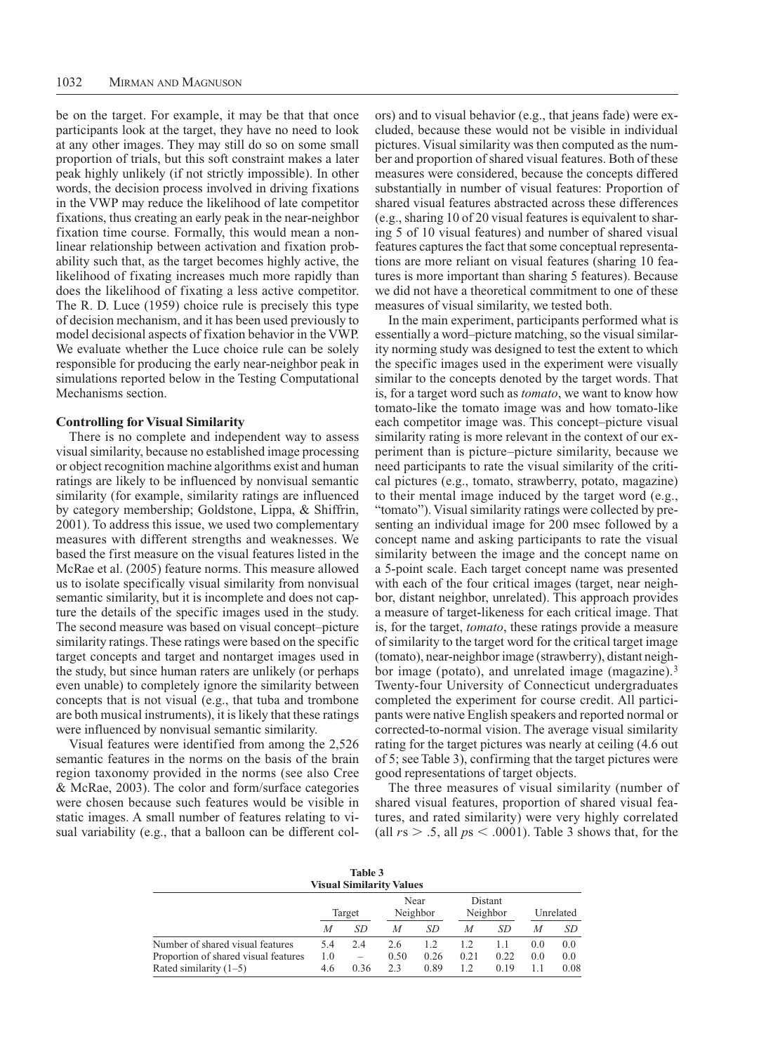be on the target. For example, it may be that that once participants look at the target, they have no need to look at any other images. They may still do so on some small proportion of trials, but this soft constraint makes a later peak highly unlikely (if not strictly impossible). In other words, the decision process involved in driving fixations in the VWP may reduce the likelihood of late competitor fixations, thus creating an early peak in the near-neighbor fixation time course. Formally, this would mean a nonlinear relationship between activation and fixation probability such that, as the target becomes highly active, the likelihood of fixating increases much more rapidly than does the likelihood of fixating a less active competitor. The R. D. Luce (1959) choice rule is precisely this type of decision mechanism, and it has been used previously to model decisional aspects of fixation behavior in the VWP. We evaluate whether the Luce choice rule can be solely responsible for producing the early near-neighbor peak in simulations reported below in the Testing Computational Mechanisms section.

### Controlling for Visual Similarity

There is no complete and independent way to assess visual similarity, because no established image processing or object recognition machine algorithms exist and human ratings are likely to be influenced by nonvisual semantic similarity (for example, similarity ratings are influenced by category membership; Goldstone, Lippa, & Shiffrin, 2001). To address this issue, we used two complementary measures with different strengths and weaknesses. We based the first measure on the visual features listed in the McRae et al. (2005) feature norms. This measure allowed us to isolate specifically visual similarity from nonvisual semantic similarity, but it is incomplete and does not capture the details of the specific images used in the study. The second measure was based on visual concept–picture similarity ratings. These ratings were based on the specific target concepts and target and nontarget images used in the study, but since human raters are unlikely (or perhaps even unable) to completely ignore the similarity between concepts that is not visual (e.g., that tuba and trombone are both musical instruments), it is likely that these ratings were influenced by nonvisual semantic similarity.

Visual features were identified from among the 2,526 semantic features in the norms on the basis of the brain region taxonomy provided in the norms (see also Cree & McRae, 2003). The color and form/surface categories were chosen because such features would be visible in static images. A small number of features relating to visual variability (e.g., that a balloon can be different colors) and to visual behavior (e.g., that jeans fade) were excluded, because these would not be visible in individual pictures. Visual similarity was then computed as the number and proportion of shared visual features. Both of these measures were considered, because the concepts differed substantially in number of visual features: Proportion of shared visual features abstracted across these differences (e.g., sharing 10 of 20 visual features is equivalent to sharing 5 of 10 visual features) and number of shared visual features captures the fact that some conceptual representations are more reliant on visual features (sharing 10 features is more important than sharing 5 features). Because we did not have a theoretical commitment to one of these measures of visual similarity, we tested both.

In the main experiment, participants performed what is essentially a word–picture matching, so the visual similarity norming study was designed to test the extent to which the specific images used in the experiment were visually similar to the concepts denoted by the target words. That is, for a target word such as *tomato*, we want to know how tomato-like the tomato image was and how tomato-like each competitor image was. This concept–picture visual similarity rating is more relevant in the context of our experiment than is picture–picture similarity, because we need participants to rate the visual similarity of the critical pictures (e.g., tomato, strawberry, potato, magazine) to their mental image induced by the target word (e.g., "tomato"). Visual similarity ratings were collected by presenting an individual image for 200 msec followed by a concept name and asking participants to rate the visual similarity between the image and the concept name on a 5-point scale. Each target concept name was presented with each of the four critical images (target, near neighbor, distant neighbor, unrelated). This approach provides a measure of target-likeness for each critical image. That is, for the target, *tomato*, these ratings provide a measure of similarity to the target word for the critical target image (tomato), near-neighbor image (strawberry), distant neighbor image (potato), and unrelated image (magazine).[3] Twenty-four University of Connecticut undergraduates completed the experiment for course credit. All participants were native English speakers and reported normal or corrected-to-normal vision. The average visual similarity rating for the target pictures was nearly at ceiling (4.6 out of 5; see Table 3), confirming that the target pictures were good representations of target objects.

The three measures of visual similarity (number of shared visual features, proportion of shared visual features, and rated similarity) were very highly correlated (all $rs > .5$, all $ps < .0001$). Table 3 shows that, for the

**Table 3**
**Visual Similarity Values**

| | Target | | Near Neighbor | | Distant Neighbor | | Unrelated | |
|---|---|---|---|---|---|---|---|---|
| | *M* | *SD* | *M* | *SD* | *M* | *SD* | *M* | *SD* |
| Number of shared visual features | 5.4 | 2.4 | 2.6 | 1.2 | 1.2 | 1.1 | 0.0 | 0.0 |
| Proportion of shared visual features | 1.0 | – | 0.50 | 0.26 | 0.21 | 0.22 | 0.0 | 0.0 |
| Rated similarity (1–5) | 4.6 | 0.36 | 2.3 | 0.89 | 1.2 | 0.19 | 1.1 | 0.08 |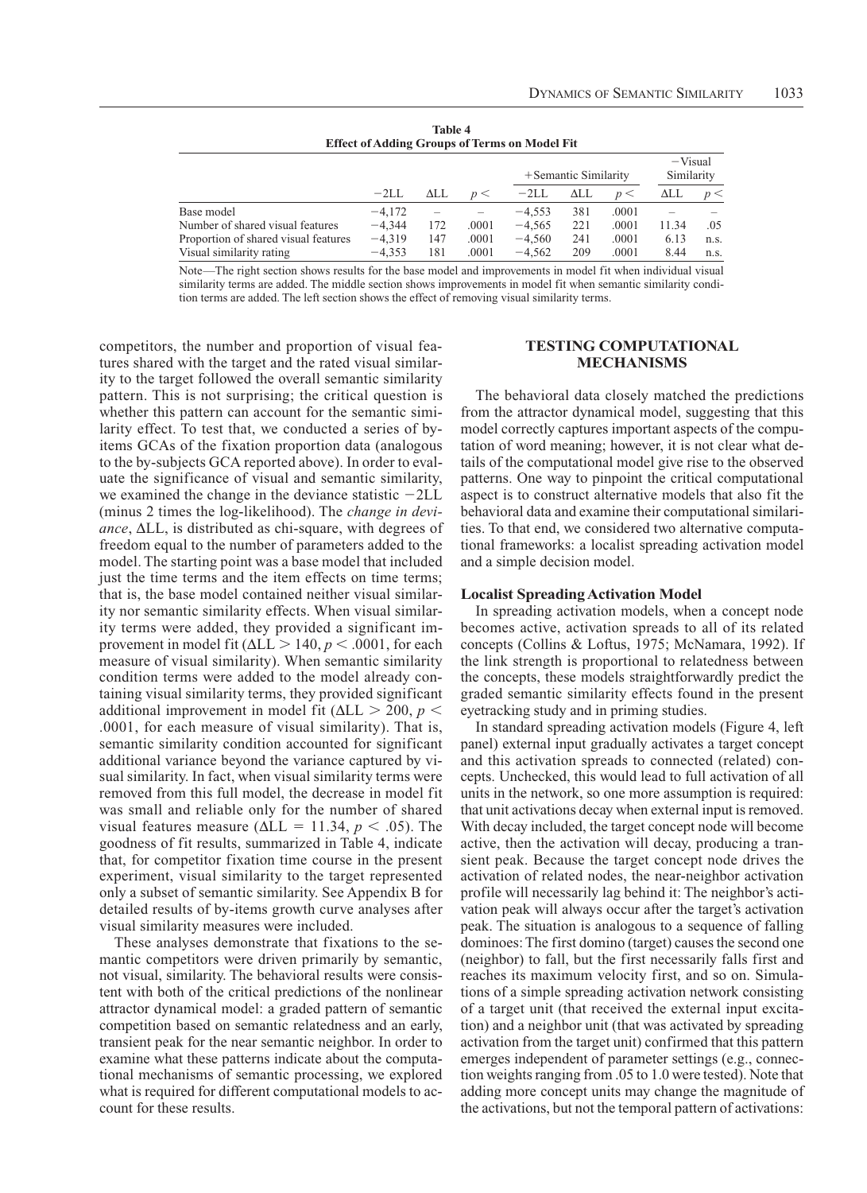**Table 4**
**Effect of Adding Groups of Terms on Model Fit**

| | | | | +Semantic Similarity | | | −Visual Similarity | |
|---|---|---|---|---|---|---|---|---|
| | −2LL | ΔLL | $p <$ | −2LL | ΔLL | $p <$ | ΔLL | $p <$ |
| Base model | −4,172 | – | – | −4,553 | 381 | .0001 | – | – |
| Number of shared visual features | −4,344 | 172 | .0001 | −4,565 | 221 | .0001 | 11.34 | .05 |
| Proportion of shared visual features | −4,319 | 147 | .0001 | −4,560 | 241 | .0001 | 6.13 | n.s. |
| Visual similarity rating | −4,353 | 181 | .0001 | −4,562 | 209 | .0001 | 8.44 | n.s. |

Note—The right section shows results for the base model and improvements in model fit when individual visual similarity terms are added. The middle section shows improvements in model fit when semantic similarity condition terms are added. The left section shows the effect of removing visual similarity terms.

competitors, the number and proportion of visual features shared with the target and the rated visual similarity to the target followed the overall semantic similarity pattern. This is not surprising; the critical question is whether this pattern can account for the semantic similarity effect. To test that, we conducted a series of by-items GCAs of the fixation proportion data (analogous to the by-subjects GCA reported above). In order to evaluate the significance of visual and semantic similarity, we examined the change in the deviance statistic −2LL (minus 2 times the log-likelihood). The *change in deviance*, ΔLL, is distributed as chi-square, with degrees of freedom equal to the number of parameters added to the model. The starting point was a base model that included just the time terms and the item effects on time terms; that is, the base model contained neither visual similarity nor semantic similarity effects. When visual similarity terms were added, they provided a significant improvement in model fit (ΔLL $> 140$, $p < .0001$, for each measure of visual similarity). When semantic similarity condition terms were added to the model already containing visual similarity terms, they provided significant additional improvement in model fit (ΔLL $> 200$, $p < .0001$, for each measure of visual similarity). That is, semantic similarity condition accounted for significant additional variance beyond the variance captured by visual similarity. In fact, when visual similarity terms were removed from this full model, the decrease in model fit was small and reliable only for the number of shared visual features measure (ΔLL $= 11.34$, $p < .05$). The goodness of fit results, summarized in Table 4, indicate that, for competitor fixation time course in the present experiment, visual similarity to the target represented only a subset of semantic similarity. See Appendix B for detailed results of by-items growth curve analyses after visual similarity measures were included.

These analyses demonstrate that fixations to the semantic competitors were driven primarily by semantic, not visual, similarity. The behavioral results were consistent with both of the critical predictions of the nonlinear attractor dynamical model: a graded pattern of semantic competition based on semantic relatedness and an early, transient peak for the near semantic neighbor. In order to examine what these patterns indicate about the computational mechanisms of semantic processing, we explored what is required for different computational models to account for these results.

## TESTING COMPUTATIONAL MECHANISMS

The behavioral data closely matched the predictions from the attractor dynamical model, suggesting that this model correctly captures important aspects of the computation of word meaning; however, it is not clear what details of the computational model give rise to the observed patterns. One way to pinpoint the critical computational aspect is to construct alternative models that also fit the behavioral data and examine their computational similarities. To that end, we considered two alternative computational frameworks: a localist spreading activation model and a simple decision model.

### Localist Spreading Activation Model

In spreading activation models, when a concept node becomes active, activation spreads to all of its related concepts (Collins & Loftus, 1975; McNamara, 1992). If the link strength is proportional to relatedness between the concepts, these models straightforwardly predict the graded semantic similarity effects found in the present eyetracking study and in priming studies.

In standard spreading activation models (Figure 4, left panel) external input gradually activates a target concept and this activation spreads to connected (related) concepts. Unchecked, this would lead to full activation of all units in the network, so one more assumption is required: that unit activations decay when external input is removed. With decay included, the target concept node will become active, then the activation will decay, producing a transient peak. Because the target concept node drives the activation of related nodes, the near-neighbor activation profile will necessarily lag behind it: The neighbor's activation peak will always occur after the target's activation peak. The situation is analogous to a sequence of falling dominoes: The first domino (target) causes the second one (neighbor) to fall, but the first necessarily falls first and reaches its maximum velocity first, and so on. Simulations of a simple spreading activation network consisting of a target unit (that received the external input excitation) and a neighbor unit (that was activated by spreading activation from the target unit) confirmed that this pattern emerges independent of parameter settings (e.g., connection weights ranging from .05 to 1.0 were tested). Note that adding more concept units may change the magnitude of the activations, but not the temporal pattern of activations: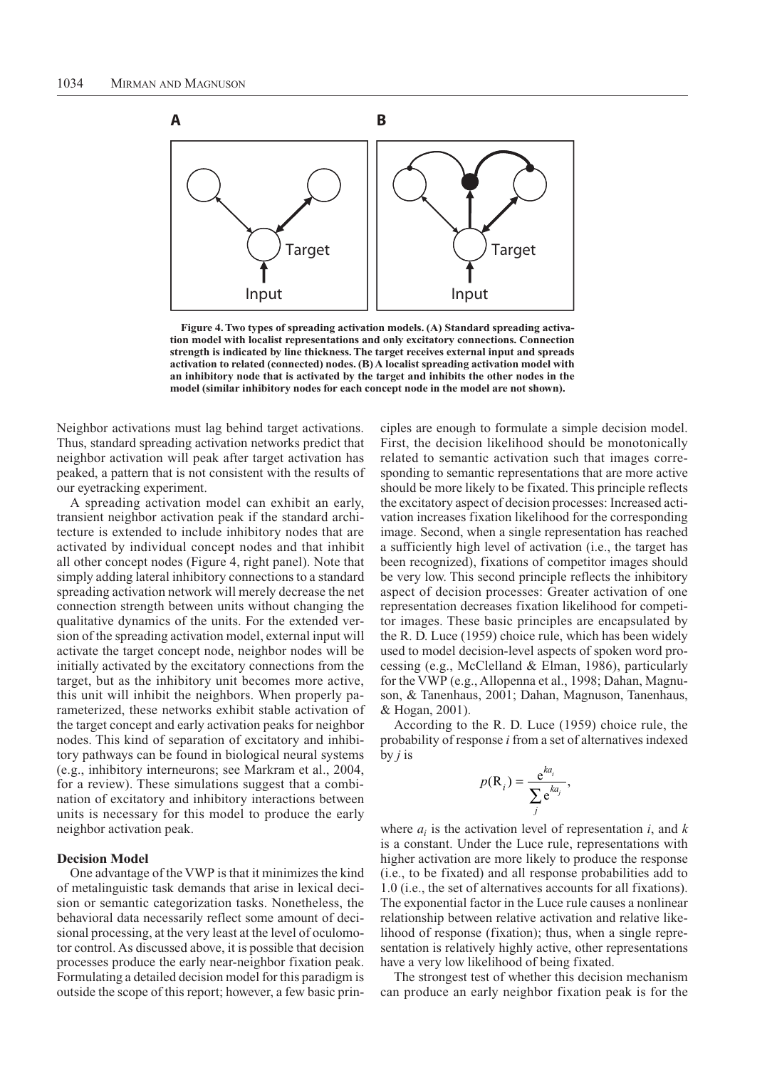A

B

Target

Input

Target

Input

**Figure 4. Two types of spreading activation models. (A) Standard spreading activation model with localist representations and only excitatory connections. Connection strength is indicated by line thickness. The target receives external input and spreads activation to related (connected) nodes. (B) A localist spreading activation model with an inhibitory node that is activated by the target and inhibits the other nodes in the model (similar inhibitory nodes for each concept node in the model are not shown).**

Neighbor activations must lag behind target activations. Thus, standard spreading activation networks predict that neighbor activation will peak after target activation has peaked, a pattern that is not consistent with the results of our eyetracking experiment.

A spreading activation model can exhibit an early, transient neighbor activation peak if the standard architecture is extended to include inhibitory nodes that are activated by individual concept nodes and that inhibit all other concept nodes (Figure 4, right panel). Note that simply adding lateral inhibitory connections to a standard spreading activation network will merely decrease the net connection strength between units without changing the qualitative dynamics of the units. For the extended version of the spreading activation model, external input will activate the target concept node, neighbor nodes will be initially activated by the excitatory connections from the target, but as the inhibitory unit becomes more active, this unit will inhibit the neighbors. When properly parameterized, these networks exhibit stable activation of the target concept and early activation peaks for neighbor nodes. This kind of separation of excitatory and inhibitory pathways can be found in biological neural systems (e.g., inhibitory interneurons; see Markram et al., 2004, for a review). These simulations suggest that a combination of excitatory and inhibitory interactions between units is necessary for this model to produce the early neighbor activation peak.

### Decision Model

One advantage of the VWP is that it minimizes the kind of metalinguistic task demands that arise in lexical decision or semantic categorization tasks. Nonetheless, the behavioral data necessarily reflect some amount of decisional processing, at the very least at the level of oculomotor control. As discussed above, it is possible that decision processes produce the early near-neighbor fixation peak. Formulating a detailed decision model for this paradigm is outside the scope of this report; however, a few basic principles are enough to formulate a simple decision model. First, the decision likelihood should be monotonically related to semantic activation such that images corresponding to semantic representations that are more active should be more likely to be fixated. This principle reflects the excitatory aspect of decision processes: Increased activation increases fixation likelihood for the corresponding image. Second, when a single representation has reached a sufficiently high level of activation (i.e., the target has been recognized), fixations of competitor images should be very low. This second principle reflects the inhibitory aspect of decision processes: Greater activation of one representation decreases fixation likelihood for competitor images. These basic principles are encapsulated by the R. D. Luce (1959) choice rule, which has been widely used to model decision-level aspects of spoken word processing (e.g., McClelland & Elman, 1986), particularly for the VWP (e.g., Allopenna et al., 1998; Dahan, Magnuson, & Tanenhaus, 2001; Dahan, Magnuson, Tanenhaus, & Hogan, 2001).

According to the R. D. Luce (1959) choice rule, the probability of response *i* from a set of alternatives indexed by *j* is

$$p(\mathrm{R}_i) = \frac{e^{ka_i}}{\sum_j e^{ka_j}},$$

where $a_i$ is the activation level of representation *i*, and *k* is a constant. Under the Luce rule, representations with higher activation are more likely to produce the response (i.e., to be fixated) and all response probabilities add to 1.0 (i.e., the set of alternatives accounts for all fixations). The exponential factor in the Luce rule causes a nonlinear relationship between relative activation and relative likelihood of response (fixation); thus, when a single representation is relatively highly active, other representations have a very low likelihood of being fixated.

The strongest test of whether this decision mechanism can produce an early neighbor fixation peak is for the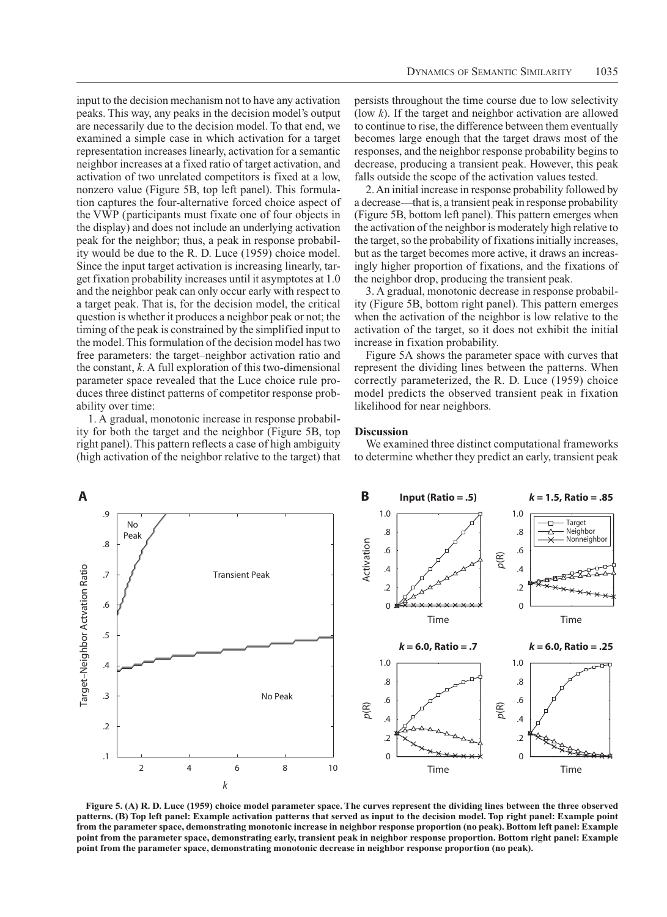input to the decision mechanism not to have any activation peaks. This way, any peaks in the decision model's output are necessarily due to the decision model. To that end, we examined a simple case in which activation for a target representation increases linearly, activation for a semantic neighbor increases at a fixed ratio of target activation, and activation of two unrelated competitors is fixed at a low, nonzero value (Figure 5B, top left panel). This formulation captures the four-alternative forced choice aspect of the VWP (participants must fixate one of four objects in the display) and does not include an underlying activation peak for the neighbor; thus, a peak in response probability would be due to the R. D. Luce (1959) choice model. Since the input target activation is increasing linearly, target fixation probability increases until it asymptotes at 1.0 and the neighbor peak can only occur early with respect to a target peak. That is, for the decision model, the critical question is whether it produces a neighbor peak or not; the timing of the peak is constrained by the simplified input to the model. This formulation of the decision model has two free parameters: the target–neighbor activation ratio and the constant, *k*. A full exploration of this two-dimensional parameter space revealed that the Luce choice rule produces three distinct patterns of competitor response probability over time:

1. A gradual, monotonic increase in response probability for both the target and the neighbor (Figure 5B, top right panel). This pattern reflects a case of high ambiguity (high activation of the neighbor relative to the target) that persists throughout the time course due to low selectivity (low *k*). If the target and neighbor activation are allowed to continue to rise, the difference between them eventually becomes large enough that the target draws most of the responses, and the neighbor response probability begins to decrease, producing a transient peak. However, this peak falls outside the scope of the activation values tested.

2. An initial increase in response probability followed by a decrease—that is, a transient peak in response probability (Figure 5B, bottom left panel). This pattern emerges when the activation of the neighbor is moderately high relative to the target, so the probability of fixations initially increases, but as the target becomes more active, it draws an increasingly higher proportion of fixations, and the fixations of the neighbor drop, producing the transient peak.

3. A gradual, monotonic decrease in response probability (Figure 5B, bottom right panel). This pattern emerges when the activation of the neighbor is low relative to the activation of the target, so it does not exhibit the initial increase in fixation probability.

Figure 5A shows the parameter space with curves that represent the dividing lines between the patterns. When correctly parameterized, the R. D. Luce (1959) choice model predicts the observed transient peak in fixation likelihood for near neighbors.

### Discussion

We examined three distinct computational frameworks to determine whether they predict an early, transient peak

**Figure 5. (A) R. D. Luce (1959) choice model parameter space. The curves represent the dividing lines between the three observed patterns. (B) Top left panel: Example activation patterns that served as input to the decision model. Top right panel: Example point from the parameter space, demonstrating monotonic increase in neighbor response proportion (no peak). Bottom left panel: Example point from the parameter space, demonstrating early, transient peak in neighbor response proportion. Bottom right panel: Example point from the parameter space, demonstrating monotonic decrease in neighbor response proportion (no peak).**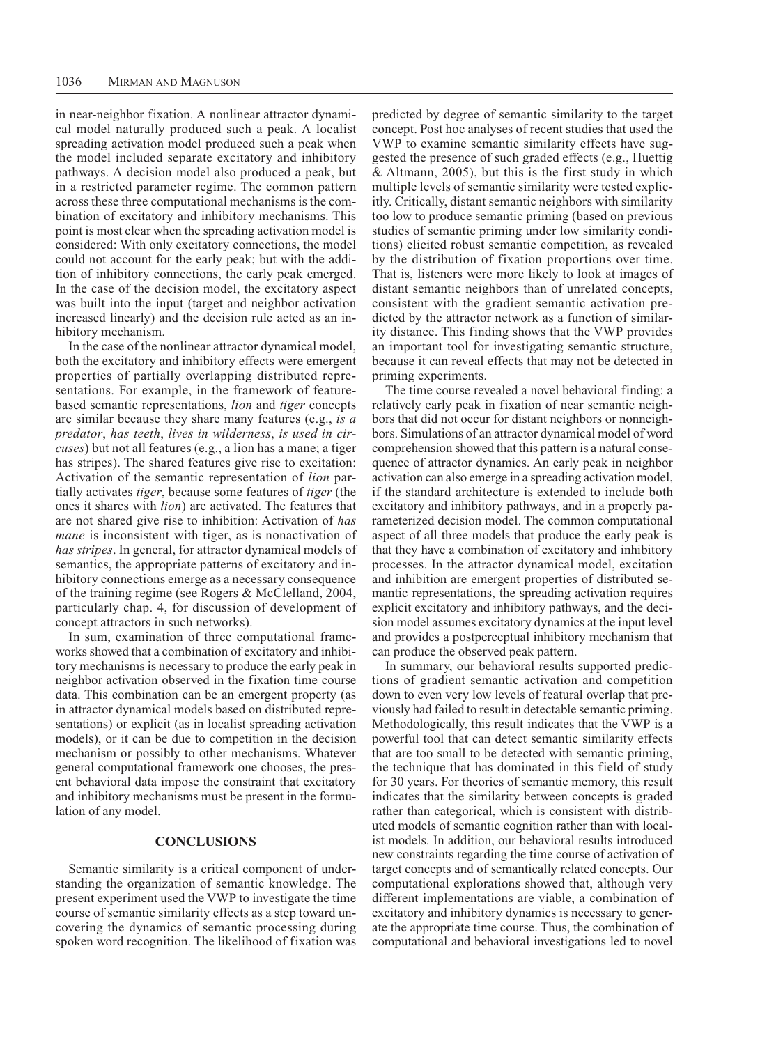in near-neighbor fixation. A nonlinear attractor dynamical model naturally produced such a peak. A localist spreading activation model produced such a peak when the model included separate excitatory and inhibitory pathways. A decision model also produced a peak, but in a restricted parameter regime. The common pattern across these three computational mechanisms is the combination of excitatory and inhibitory mechanisms. This point is most clear when the spreading activation model is considered: With only excitatory connections, the model could not account for the early peak; but with the addition of inhibitory connections, the early peak emerged. In the case of the decision model, the excitatory aspect was built into the input (target and neighbor activation increased linearly) and the decision rule acted as an inhibitory mechanism.

In the case of the nonlinear attractor dynamical model, both the excitatory and inhibitory effects were emergent properties of partially overlapping distributed representations. For example, in the framework of feature-based semantic representations, *lion* and *tiger* concepts are similar because they share many features (e.g., *is a predator*, *has teeth*, *lives in wilderness*, *is used in circuses*) but not all features (e.g., a lion has a mane; a tiger has stripes). The shared features give rise to excitation: Activation of the semantic representation of *lion* partially activates *tiger*, because some features of *tiger* (the ones it shares with *lion*) are activated. The features that are not shared give rise to inhibition: Activation of *has mane* is inconsistent with tiger, as is nonactivation of *has stripes*. In general, for attractor dynamical models of semantics, the appropriate patterns of excitatory and inhibitory connections emerge as a necessary consequence of the training regime (see Rogers & McClelland, 2004, particularly chap. 4, for discussion of development of concept attractors in such networks).

In sum, examination of three computational frameworks showed that a combination of excitatory and inhibitory mechanisms is necessary to produce the early peak in neighbor activation observed in the fixation time course data. This combination can be an emergent property (as in attractor dynamical models based on distributed representations) or explicit (as in localist spreading activation models), or it can be due to competition in the decision mechanism or possibly to other mechanisms. Whatever general computational framework one chooses, the present behavioral data impose the constraint that excitatory and inhibitory mechanisms must be present in the formulation of any model.

## CONCLUSIONS

Semantic similarity is a critical component of understanding the organization of semantic knowledge. The present experiment used the VWP to investigate the time course of semantic similarity effects as a step toward uncovering the dynamics of semantic processing during spoken word recognition. The likelihood of fixation was predicted by degree of semantic similarity to the target concept. Post hoc analyses of recent studies that used the VWP to examine semantic similarity effects have suggested the presence of such graded effects (e.g., Huettig & Altmann, 2005), but this is the first study in which multiple levels of semantic similarity were tested explicitly. Critically, distant semantic neighbors with similarity too low to produce semantic priming (based on previous studies of semantic priming under low similarity conditions) elicited robust semantic competition, as revealed by the distribution of fixation proportions over time. That is, listeners were more likely to look at images of distant semantic neighbors than of unrelated concepts, consistent with the gradient semantic activation predicted by the attractor network as a function of similarity distance. This finding shows that the VWP provides an important tool for investigating semantic structure, because it can reveal effects that may not be detected in priming experiments.

The time course revealed a novel behavioral finding: a relatively early peak in fixation of near semantic neighbors that did not occur for distant neighbors or nonneighbors. Simulations of an attractor dynamical model of word comprehension showed that this pattern is a natural consequence of attractor dynamics. An early peak in neighbor activation can also emerge in a spreading activation model, if the standard architecture is extended to include both excitatory and inhibitory pathways, and in a properly parameterized decision model. The common computational aspect of all three models that produce the early peak is that they have a combination of excitatory and inhibitory processes. In the attractor dynamical model, excitation and inhibition are emergent properties of distributed semantic representations, the spreading activation requires explicit excitatory and inhibitory pathways, and the decision model assumes excitatory dynamics at the input level and provides a postperceptual inhibitory mechanism that can produce the observed peak pattern.

In summary, our behavioral results supported predictions of gradient semantic activation and competition down to even very low levels of featural overlap that previously had failed to result in detectable semantic priming. Methodologically, this result indicates that the VWP is a powerful tool that can detect semantic similarity effects that are too small to be detected with semantic priming, the technique that has dominated in this field of study for 30 years. For theories of semantic memory, this result indicates that the similarity between concepts is graded rather than categorical, which is consistent with distributed models of semantic cognition rather than with localist models. In addition, our behavioral results introduced new constraints regarding the time course of activation of target concepts and of semantically related concepts. Our computational explorations showed that, although very different implementations are viable, a combination of excitatory and inhibitory dynamics is necessary to generate the appropriate time course. Thus, the combination of computational and behavioral investigations led to novel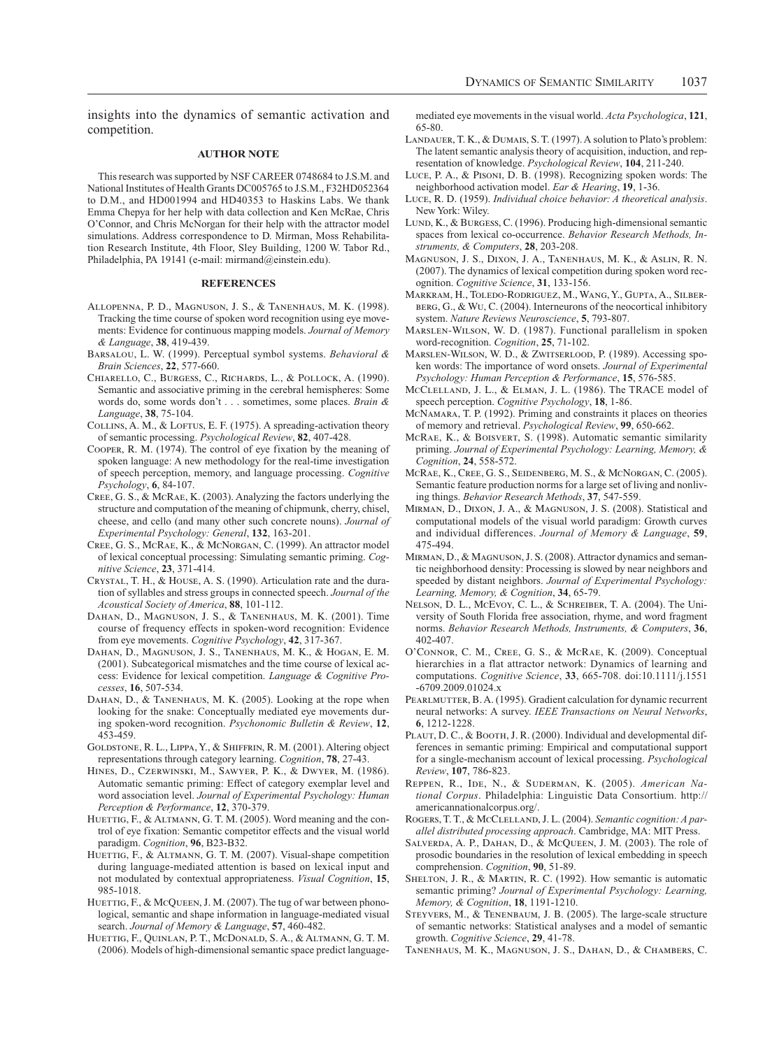insights into the dynamics of semantic activation and competition.

## AUTHOR NOTE

This research was supported by NSF CAREER 0748684 to J.S.M. and National Institutes of Health Grants DC005765 to J.S.M., F32HD052364 to D.M., and HD001994 and HD40353 to Haskins Labs. We thank Emma Chepya for her help with data collection and Ken McRae, Chris O'Connor, and Chris McNorgan for their help with the attractor model simulations. Address correspondence to D. Mirman, Moss Rehabilitation Research Institute, 4th Floor, Sley Building, 1200 W. Tabor Rd., Philadelphia, PA 19141 (e-mail: mirmand@einstein.edu).

## REFERENCES

Allopenna, P. D., Magnuson, J. S., & Tanenhaus, M. K. (1998). Tracking the time course of spoken word recognition using eye movements: Evidence for continuous mapping models. *Journal of Memory & Language*, **38**, 419-439.

Barsalou, L. W. (1999). Perceptual symbol systems. *Behavioral & Brain Sciences*, **22**, 577-660.

Chiarello, C., Burgess, C., Richards, L., & Pollock, A. (1990). Semantic and associative priming in the cerebral hemispheres: Some words do, some words don't . . . sometimes, some places. *Brain & Language*, **38**, 75-104.

Collins, A. M., & Loftus, E. F. (1975). A spreading-activation theory of semantic processing. *Psychological Review*, **82**, 407-428.

Cooper, R. M. (1974). The control of eye fixation by the meaning of spoken language: A new methodology for the real-time investigation of speech perception, memory, and language processing. *Cognitive Psychology*, **6**, 84-107.

Cree, G. S., & McRae, K. (2003). Analyzing the factors underlying the structure and computation of the meaning of chipmunk, cherry, chisel, cheese, and cello (and many other such concrete nouns). *Journal of Experimental Psychology: General*, **132**, 163-201.

Cree, G. S., McRae, K., & McNorgan, C. (1999). An attractor model of lexical conceptual processing: Simulating semantic priming. *Cognitive Science*, **23**, 371-414.

Crystal, T. H., & House, A. S. (1990). Articulation rate and the duration of syllables and stress groups in connected speech. *Journal of the Acoustical Society of America*, **88**, 101-112.

Dahan, D., Magnuson, J. S., & Tanenhaus, M. K. (2001). Time course of frequency effects in spoken-word recognition: Evidence from eye movements. *Cognitive Psychology*, **42**, 317-367.

Dahan, D., Magnuson, J. S., Tanenhaus, M. K., & Hogan, E. M. (2001). Subcategorical mismatches and the time course of lexical access: Evidence for lexical competition. *Language & Cognitive Processes*, **16**, 507-534.

Dahan, D., & Tanenhaus, M. K. (2005). Looking at the rope when looking for the snake: Conceptually mediated eye movements during spoken-word recognition. *Psychonomic Bulletin & Review*, **12**, 453-459.

Goldstone, R. L., Lippa, Y., & Shiffrin, R. M. (2001). Altering object representations through category learning. *Cognition*, **78**, 27-43.

Hines, D., Czerwinski, M., Sawyer, P. K., & Dwyer, M. (1986). Automatic semantic priming: Effect of category exemplar level and word association level. *Journal of Experimental Psychology: Human Perception & Performance*, **12**, 370-379.

Huettig, F., & Altmann, G. T. M. (2005). Word meaning and the control of eye fixation: Semantic competitor effects and the visual world paradigm. *Cognition*, **96**, B23-B32.

Huettig, F., & Altmann, G. T. M. (2007). Visual-shape competition during language-mediated attention is based on lexical input and not modulated by contextual appropriateness. *Visual Cognition*, **15**, 985-1018.

Huettig, F., & McQueen, J. M. (2007). The tug of war between phonological, semantic and shape information in language-mediated visual search. *Journal of Memory & Language*, **57**, 460-482.

Huettig, F., Quinlan, P. T., McDonald, S. A., & Altmann, G. T. M. (2006). Models of high-dimensional semantic space predict language-mediated eye movements in the visual world. *Acta Psychologica*, **121**, 65-80.

Landauer, T. K., & Dumais, S. T. (1997). A solution to Plato's problem: The latent semantic analysis theory of acquisition, induction, and representation of knowledge. *Psychological Review*, **104**, 211-240.

Luce, P. A., & Pisoni, D. B. (1998). Recognizing spoken words: The neighborhood activation model. *Ear & Hearing*, **19**, 1-36.

Luce, R. D. (1959). *Individual choice behavior: A theoretical analysis*. New York: Wiley.

Lund, K., & Burgess, C. (1996). Producing high-dimensional semantic spaces from lexical co-occurrence. *Behavior Research Methods, Instruments, & Computers*, **28**, 203-208.

Magnuson, J. S., Dixon, J. A., Tanenhaus, M. K., & Aslin, R. N. (2007). The dynamics of lexical competition during spoken word recognition. *Cognitive Science*, **31**, 133-156.

Markram, H., Toledo-Rodriguez, M., Wang, Y., Gupta, A., Silberberg, G., & Wu, C. (2004). Interneurons of the neocortical inhibitory system. *Nature Reviews Neuroscience*, **5**, 793-807.

Marslen-Wilson, W. D. (1987). Functional parallelism in spoken word-recognition. *Cognition*, **25**, 71-102.

Marslen-Wilson, W. D., & Zwitserlood, P. (1989). Accessing spoken words: The importance of word onsets. *Journal of Experimental Psychology: Human Perception & Performance*, **15**, 576-585.

McClelland, J. L., & Elman, J. L. (1986). The TRACE model of speech perception. *Cognitive Psychology*, **18**, 1-86.

McNamara, T. P. (1992). Priming and constraints it places on theories of memory and retrieval. *Psychological Review*, **99**, 650-662.

McRae, K., & Boisvert, S. (1998). Automatic semantic similarity priming. *Journal of Experimental Psychology: Learning, Memory, & Cognition*, **24**, 558-572.

McRae, K., Cree, G. S., Seidenberg, M. S., & McNorgan, C. (2005). Semantic feature production norms for a large set of living and nonliving things. *Behavior Research Methods*, **37**, 547-559.

Mirman, D., Dixon, J. A., & Magnuson, J. S. (2008). Statistical and computational models of the visual world paradigm: Growth curves and individual differences. *Journal of Memory & Language*, **59**, 475-494.

Mirman, D., & Magnuson, J. S. (2008). Attractor dynamics and semantic neighborhood density: Processing is slowed by near neighbors and speeded by distant neighbors. *Journal of Experimental Psychology: Learning, Memory, & Cognition*, **34**, 65-79.

Nelson, D. L., McEvoy, C. L., & Schreiber, T. A. (2004). The University of South Florida free association, rhyme, and word fragment norms. *Behavior Research Methods, Instruments, & Computers*, **36**, 402-407.

O'Connor, C. M., Cree, G. S., & McRae, K. (2009). Conceptual hierarchies in a flat attractor network: Dynamics of learning and computations. *Cognitive Science*, **33**, 665-708. doi:10.1111/j.1551-6709.2009.01024.x

Pearlmutter, B. A. (1995). Gradient calculation for dynamic recurrent neural networks: A survey. *IEEE Transactions on Neural Networks*, **6**, 1212-1228.

Plaut, D. C., & Booth, J. R. (2000). Individual and developmental differences in semantic priming: Empirical and computational support for a single-mechanism account of lexical processing. *Psychological Review*, **107**, 786-823.

Reppen, R., Ide, N., & Suderman, K. (2005). *American National Corpus*. Philadelphia: Linguistic Data Consortium. http://americannationalcorpus.org/.

Rogers, T. T., & McClelland, J. L. (2004). *Semantic cognition: A parallel distributed processing approach*. Cambridge, MA: MIT Press.

Salverda, A. P., Dahan, D., & McQueen, J. M. (2003). The role of prosodic boundaries in the resolution of lexical embedding in speech comprehension. *Cognition*, **90**, 51-89.

Shelton, J. R., & Martin, R. C. (1992). How semantic is automatic semantic priming? *Journal of Experimental Psychology: Learning, Memory, & Cognition*, **18**, 1191-1210.

Steyvers, M., & Tenenbaum, J. B. (2005). The large-scale structure of semantic networks: Statistical analyses and a model of semantic growth. *Cognitive Science*, **29**, 41-78.

Tanenhaus, M. K., Magnuson, J. S., Dahan, D., & Chambers, C.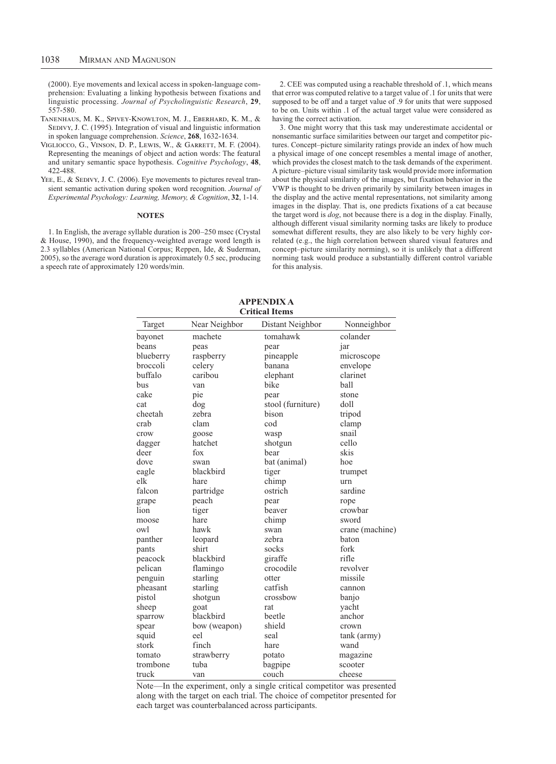(2000). Eye movements and lexical access in spoken-language comprehension: Evaluating a linking hypothesis between fixations and linguistic processing. *Journal of Psycholinguistic Research*, **29**, 557-580.

Tanenhaus, M. K., Spivey-Knowlton, M. J., Eberhard, K. M., & Sedivy, J. C. (1995). Integration of visual and linguistic information in spoken language comprehension. *Science*, **268**, 1632-1634.

Vigliocco, G., Vinson, D. P., Lewis, W., & Garrett, M. F. (2004). Representing the meanings of object and action words: The featural and unitary semantic space hypothesis. *Cognitive Psychology*, **48**, 422-488.

Yee, E., & Sedivy, J. C. (2006). Eye movements to pictures reveal transient semantic activation during spoken word recognition. *Journal of Experimental Psychology: Learning, Memory, & Cognition*, **32**, 1-14.

## NOTES

1. In English, the average syllable duration is 200–250 msec (Crystal & House, 1990), and the frequency-weighted average word length is 2.3 syllables (American National Corpus; Reppen, Ide, & Suderman, 2005), so the average word duration is approximately 0.5 sec, producing a speech rate of approximately 120 words/min.

2. CEE was computed using a reachable threshold of .1, which means that error was computed relative to a target value of .1 for units that were supposed to be off and a target value of .9 for units that were supposed to be on. Units within .1 of the actual target value were considered as having the correct activation.

3. One might worry that this task may underestimate accidental or nonsemantic surface similarities between our target and competitor pictures. Concept–picture similarity ratings provide an index of how much a physical image of one concept resembles a mental image of another, which provides the closest match to the task demands of the experiment. A picture–picture visual similarity task would provide more information about the physical similarity of the images, but fixation behavior in the VWP is thought to be driven primarily by similarity between images in the display and the active mental representations, not similarity among images in the display. That is, one predicts fixations of a cat because the target word is *dog*, not because there is a dog in the display. Finally, although different visual similarity norming tasks are likely to produce somewhat different results, they are also likely to be very highly correlated (e.g., the high correlation between shared visual features and concept–picture similarity norming), so it is unlikely that a different norming task would produce a substantially different control variable for this analysis.

## APPENDIX A
### Critical Items

| Target | Near Neighbor | Distant Neighbor | Nonneighbor |
|---|---|---|---|
| bayonet | machete | tomahawk | colander |
| beans | peas | pear | jar |
| blueberry | raspberry | pineapple | microscope |
| broccoli | celery | banana | envelope |
| buffalo | caribou | elephant | clarinet |
| bus | van | bike | ball |
| cake | pie | pear | stone |
| cat | dog | stool (furniture) | doll |
| cheetah | zebra | bison | tripod |
| crab | clam | cod | clamp |
| crow | goose | wasp | snail |
| dagger | hatchet | shotgun | cello |
| deer | fox | bear | skis |
| dove | swan | bat (animal) | hoe |
| eagle | blackbird | tiger | trumpet |
| elk | hare | chimp | urn |
| falcon | partridge | ostrich | sardine |
| grape | peach | pear | rope |
| lion | tiger | beaver | crowbar |
| moose | hare | chimp | sword |
| owl | hawk | swan | crane (machine) |
| panther | leopard | zebra | baton |
| pants | shirt | socks | fork |
| peacock | blackbird | giraffe | rifle |
| pelican | flamingo | crocodile | revolver |
| penguin | starling | otter | missile |
| pheasant | starling | catfish | cannon |
| pistol | shotgun | crossbow | banjo |
| sheep | goat | rat | yacht |
| sparrow | blackbird | beetle | anchor |
| spear | bow (weapon) | shield | crown |
| squid | eel | seal | tank (army) |
| stork | finch | hare | wand |
| tomato | strawberry | potato | magazine |
| trombone | tuba | bagpipe | scooter |
| truck | van | couch | cheese |

Note—In the experiment, only a single critical competitor was presented along with the target on each trial. The choice of competitor presented for each target was counterbalanced across participants.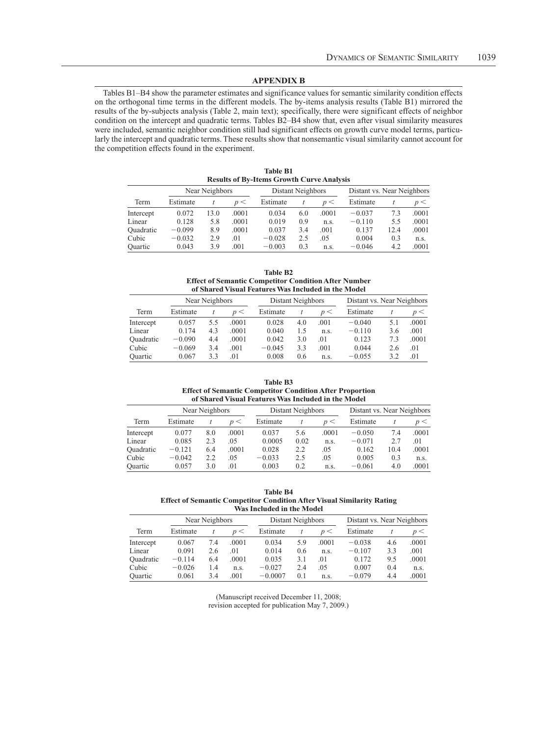## APPENDIX B

Tables B1–B4 show the parameter estimates and significance values for semantic similarity condition effects on the orthogonal time terms in the different models. The by-items analysis results (Table B1) mirrored the results of the by-subjects analysis (Table 2, main text); specifically, there were significant effects of neighbor condition on the intercept and quadratic terms. Tables B2–B4 show that, even after visual similarity measures were included, semantic neighbor condition still had significant effects on growth curve model terms, particularly the intercept and quadratic terms. These results show that nonsemantic visual similarity cannot account for the competition effects found in the experiment.

**Table B1**
**Results of By-Items Growth Curve Analysis**

| | Near Neighbors | | | Distant Neighbors | | | Distant vs. Near Neighbors | | |
|---|---|---|---|---|---|---|---|---|---|
| Term | Estimate | $t$ | $p <$ | Estimate | $t$ | $p <$ | Estimate | $t$ | $p <$ |
| Intercept | 0.072 | 13.0 | .0001 | 0.034 | 6.0 | .0001 | −0.037 | 7.3 | .0001 |
| Linear | 0.128 | 5.8 | .0001 | 0.019 | 0.9 | n.s. | −0.110 | 5.5 | .0001 |
| Quadratic | −0.099 | 8.9 | .0001 | 0.037 | 3.4 | .001 | 0.137 | 12.4 | .0001 |
| Cubic | −0.032 | 2.9 | .01 | −0.028 | 2.5 | .05 | 0.004 | 0.3 | n.s. |
| Quartic | 0.043 | 3.9 | .001 | −0.003 | 0.3 | n.s. | −0.046 | 4.2 | .0001 |

**Table B2**
**Effect of Semantic Competitor Condition After Number of Shared Visual Features Was Included in the Model**

| | Near Neighbors | | | Distant Neighbors | | | Distant vs. Near Neighbors | | |
|---|---|---|---|---|---|---|---|---|---|
| Term | Estimate | $t$ | $p <$ | Estimate | $t$ | $p <$ | Estimate | $t$ | $p <$ |
| Intercept | 0.057 | 5.5 | .0001 | 0.028 | 4.0 | .001 | −0.040 | 5.1 | .0001 |
| Linear | 0.174 | 4.3 | .0001 | 0.040 | 1.5 | n.s. | −0.110 | 3.6 | .001 |
| Quadratic | −0.090 | 4.4 | .0001 | 0.042 | 3.0 | .01 | 0.123 | 7.3 | .0001 |
| Cubic | −0.069 | 3.4 | .001 | −0.045 | 3.3 | .001 | 0.044 | 2.6 | .01 |
| Quartic | 0.067 | 3.3 | .01 | 0.008 | 0.6 | n.s. | −0.055 | 3.2 | .01 |

**Table B3**
**Effect of Semantic Competitor Condition After Proportion of Shared Visual Features Was Included in the Model**

| | Near Neighbors | | | Distant Neighbors | | | Distant vs. Near Neighbors | | |
|---|---|---|---|---|---|---|---|---|---|
| Term | Estimate | $t$ | $p <$ | Estimate | $t$ | $p <$ | Estimate | $t$ | $p <$ |
| Intercept | 0.077 | 8.0 | .0001 | 0.037 | 5.6 | .0001 | −0.050 | 7.4 | .0001 |
| Linear | 0.085 | 2.3 | .05 | 0.0005 | 0.02 | n.s. | −0.071 | 2.7 | .01 |
| Quadratic | −0.121 | 6.4 | .0001 | 0.028 | 2.2 | .05 | 0.162 | 10.4 | .0001 |
| Cubic | −0.042 | 2.2 | .05 | −0.033 | 2.5 | .05 | 0.005 | 0.3 | n.s. |
| Quartic | 0.057 | 3.0 | .01 | 0.003 | 0.2 | n.s. | −0.061 | 4.0 | .0001 |

**Table B4**
**Effect of Semantic Competitor Condition After Visual Similarity Rating Was Included in the Model**

| | Near Neighbors | | | Distant Neighbors | | | Distant vs. Near Neighbors | | |
|---|---|---|---|---|---|---|---|---|---|
| Term | Estimate | $t$ | $p <$ | Estimate | $t$ | $p <$ | Estimate | $t$ | $p <$ |
| Intercept | 0.067 | 7.4 | .0001 | 0.034 | 5.9 | .0001 | −0.038 | 4.6 | .0001 |
| Linear | 0.091 | 2.6 | .01 | 0.014 | 0.6 | n.s. | −0.107 | 3.3 | .001 |
| Quadratic | −0.114 | 6.4 | .0001 | 0.035 | 3.1 | .01 | 0.172 | 9.5 | .0001 |
| Cubic | −0.026 | 1.4 | n.s. | −0.027 | 2.4 | .05 | 0.007 | 0.4 | n.s. |
| Quartic | 0.061 | 3.4 | .001 | −0.0007 | 0.1 | n.s. | −0.079 | 4.4 | .0001 |

(Manuscript received December 11, 2008;
revision accepted for publication May 7, 2009.)